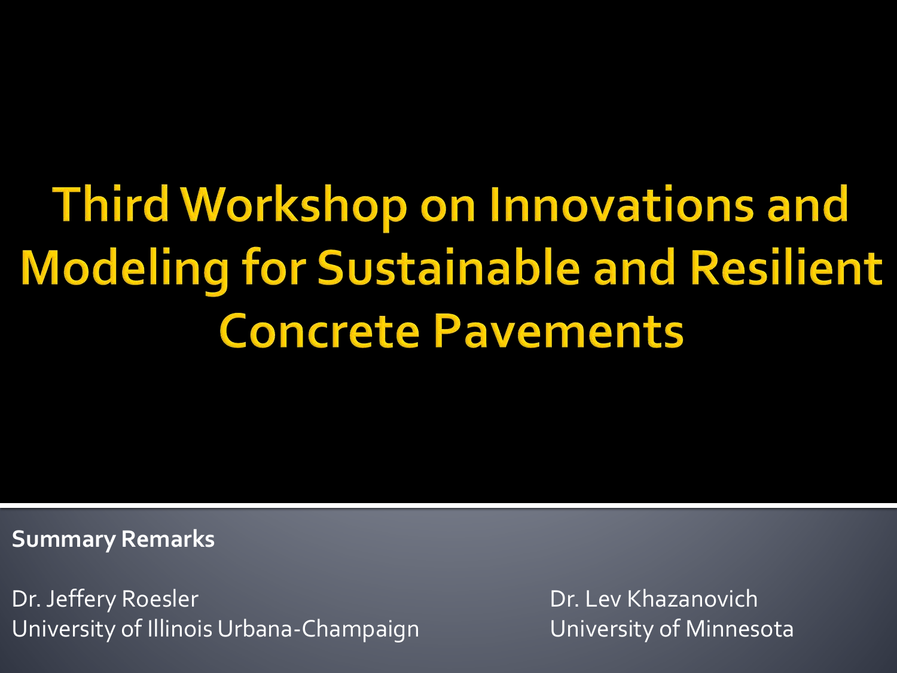# Third Workshop on Innovations and Modeling for Sustainable and Resilient Concrete Pavements

**Summary Remarks**

Dr. Jeffery Roesler
University of Illinois Urbana-Champaign

Dr. Lev Khazanovich
University of Minnesota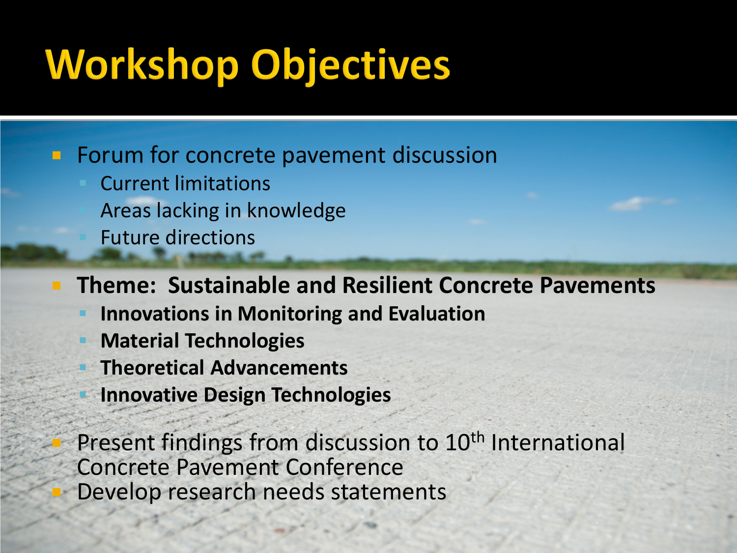# Workshop Objectives

- Forum for concrete pavement discussion
  - Current limitations
  - Areas lacking in knowledge
  - Future directions
- **Theme: Sustainable and Resilient Concrete Pavements**
  - **Innovations in Monitoring and Evaluation**
  - **Material Technologies**
  - **Theoretical Advancements**
  - **Innovative Design Technologies**
- Present findings from discussion to 10th International Concrete Pavement Conference
- Develop research needs statements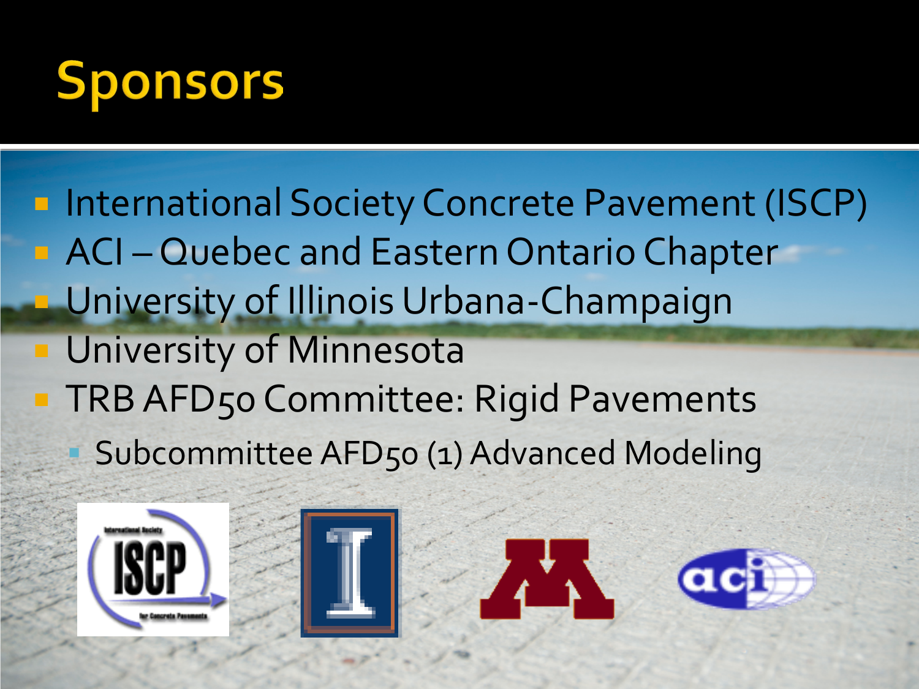# Sponsors

- International Society Concrete Pavement (ISCP)
- ACI – Quebec and Eastern Ontario Chapter
- University of Illinois Urbana-Champaign
- University of Minnesota
- TRB AFD50 Committee: Rigid Pavements
  - Subcommittee AFD50 (1) Advanced Modeling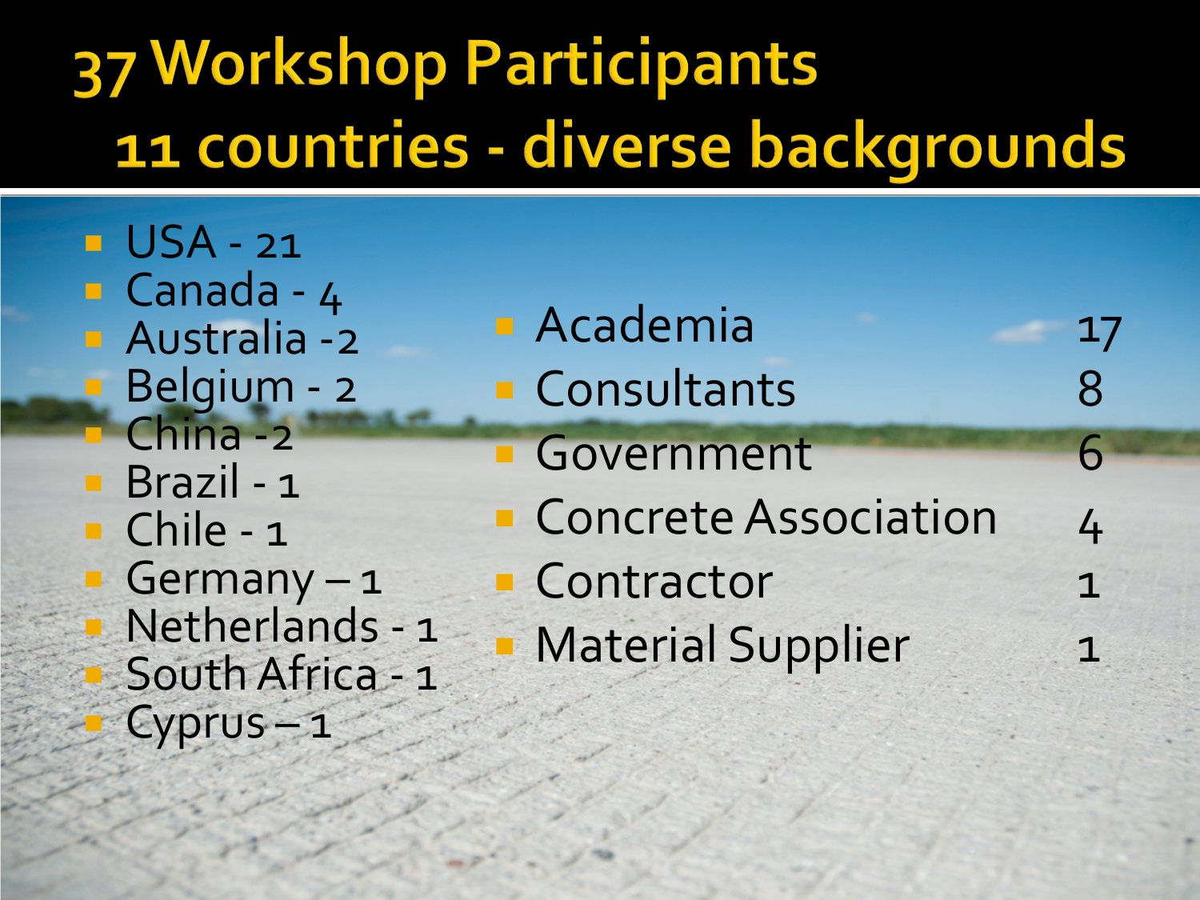# 37 Workshop Participants

## 11 countries - diverse backgrounds

- USA - 21
- Canada - 4
- Australia -2
- Belgium - 2
- China -2
- Brazil - 1
- Chile - 1
- Germany – 1
- Netherlands - 1
- South Africa - 1
- Cyprus – 1

| Background | Count |
| --- | --- |
| Academia | 17 |
| Consultants | 8 |
| Government | 6 |
| Concrete Association | 4 |
| Contractor | 1 |
| Material Supplier | 1 |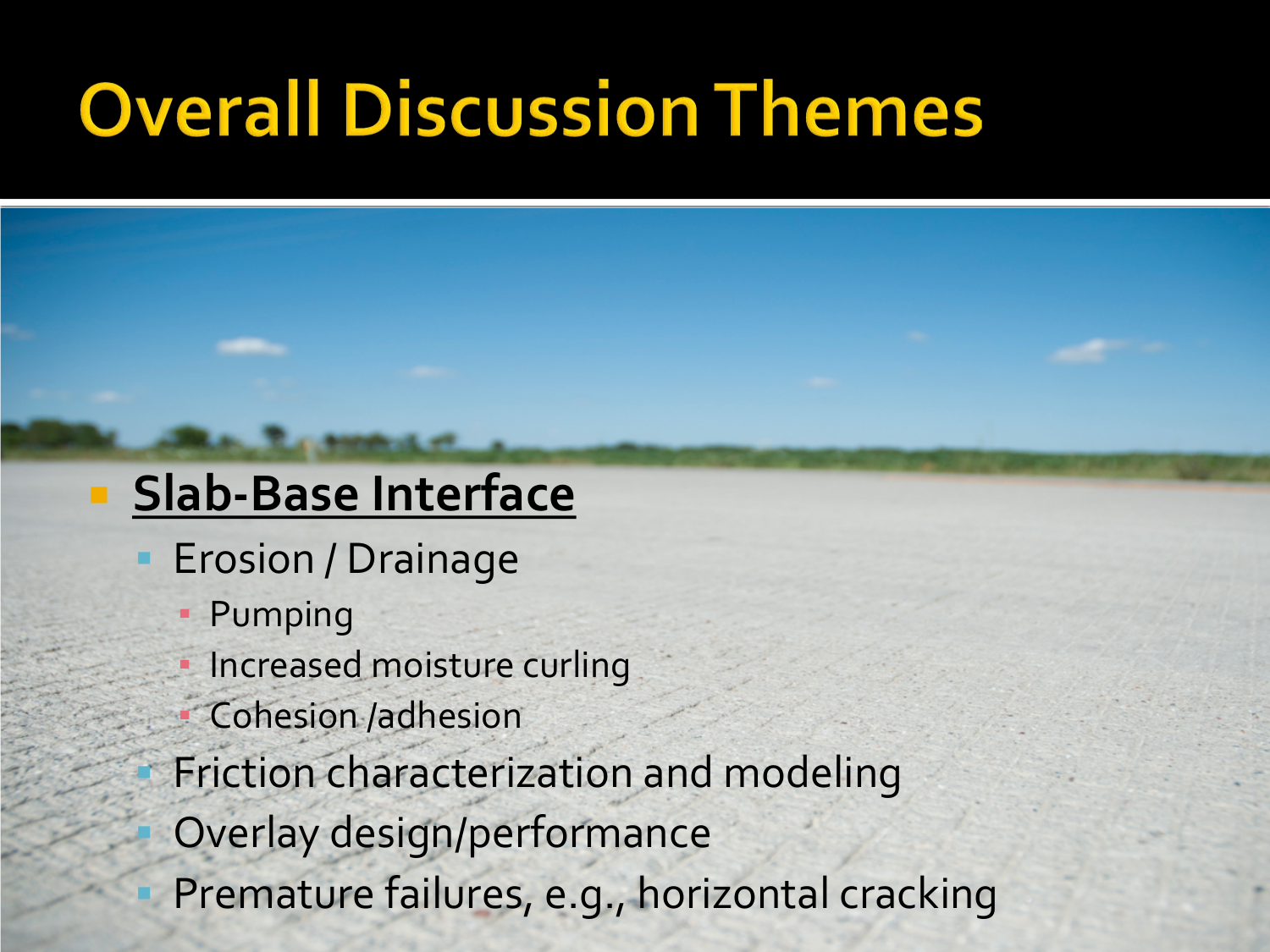# Overall Discussion Themes

- **Slab-Base Interface**
  - Erosion / Drainage
    - Pumping
    - Increased moisture curling
    - Cohesion /adhesion
  - Friction characterization and modeling
  - Overlay design/performance
  - Premature failures, e.g., horizontal cracking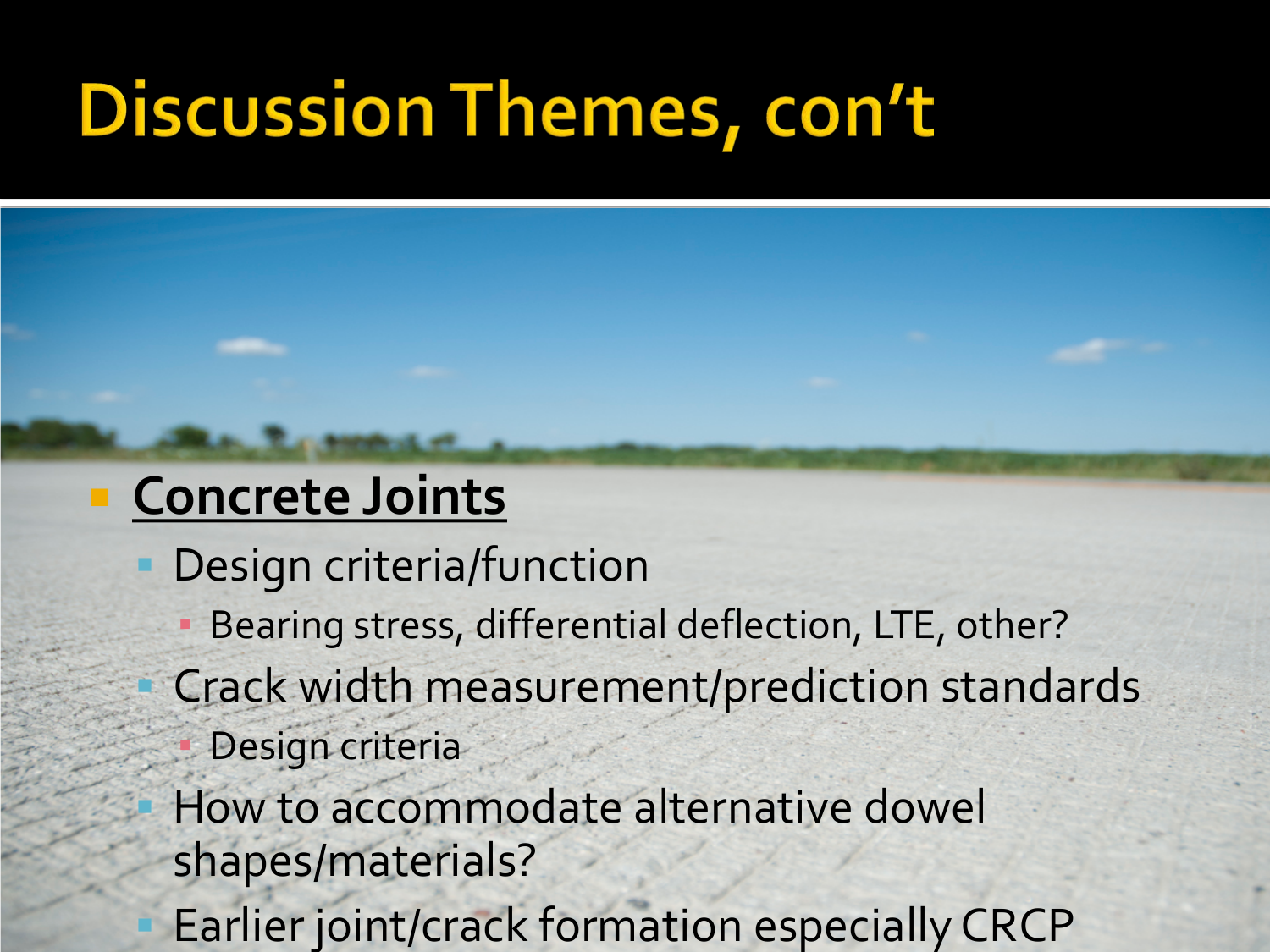# Discussion Themes, con't

- **Concrete Joints**
  - Design criteria/function
    - Bearing stress, differential deflection, LTE, other?
  - Crack width measurement/prediction standards
    - Design criteria
  - How to accommodate alternative dowel shapes/materials?
  - Earlier joint/crack formation especially CRCP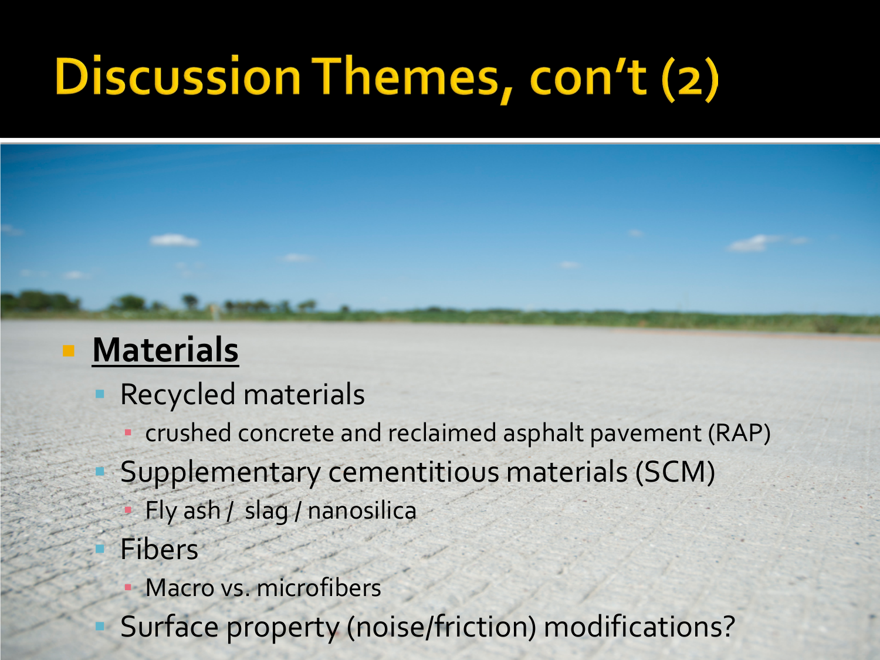# Discussion Themes, con't (2)

- **Materials**
  - Recycled materials
    - crushed concrete and reclaimed asphalt pavement (RAP)
  - Supplementary cementitious materials (SCM)
    - Fly ash / slag / nanosilica
  - Fibers
    - Macro vs. microfibers
  - Surface property (noise/friction) modifications?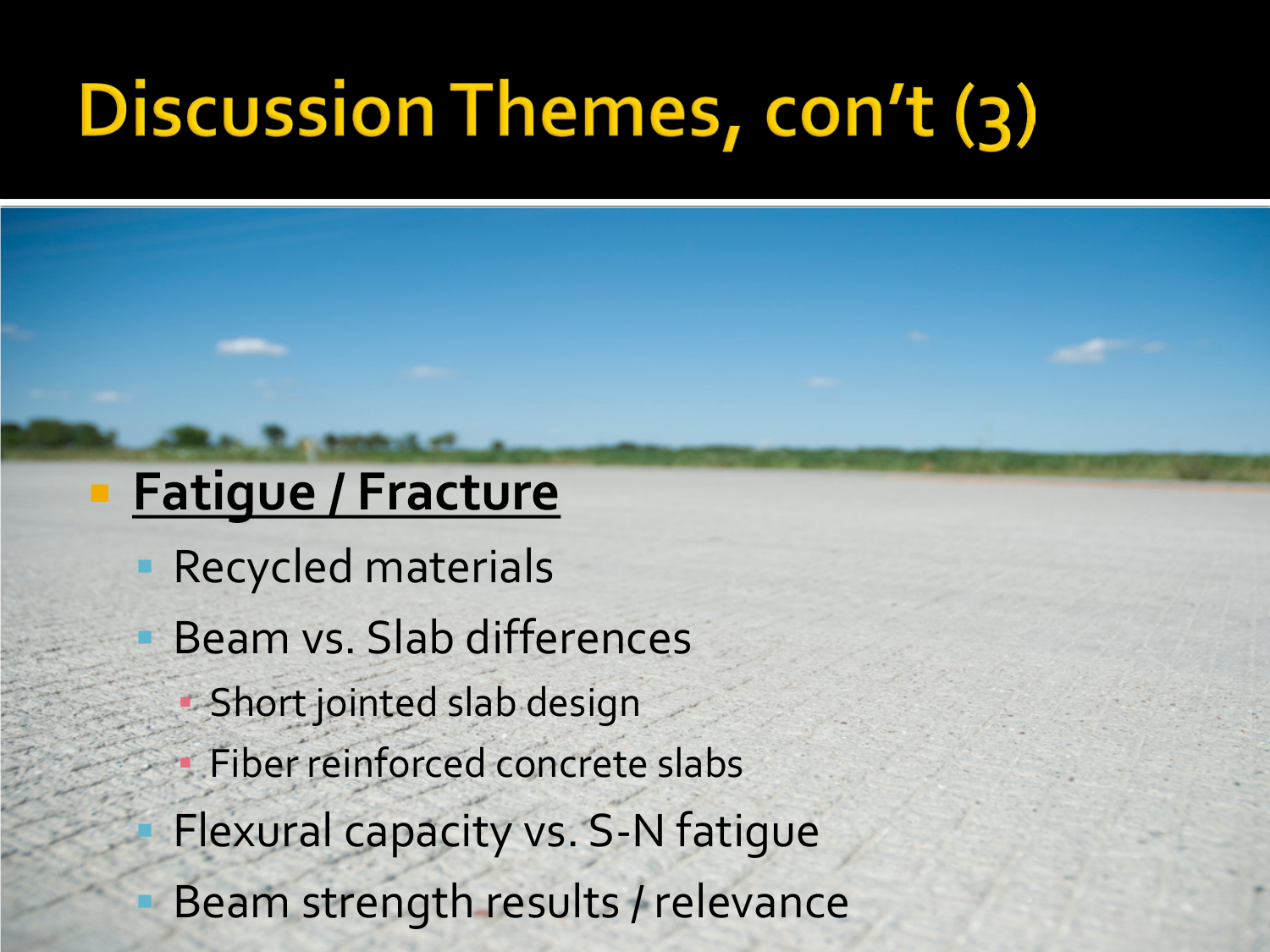# Discussion Themes, con't (3)

- **Fatigue / Fracture**
  - Recycled materials
  - Beam vs. Slab differences
    - Short jointed slab design
    - Fiber reinforced concrete slabs
  - Flexural capacity vs. S-N fatigue
  - Beam strength results / relevance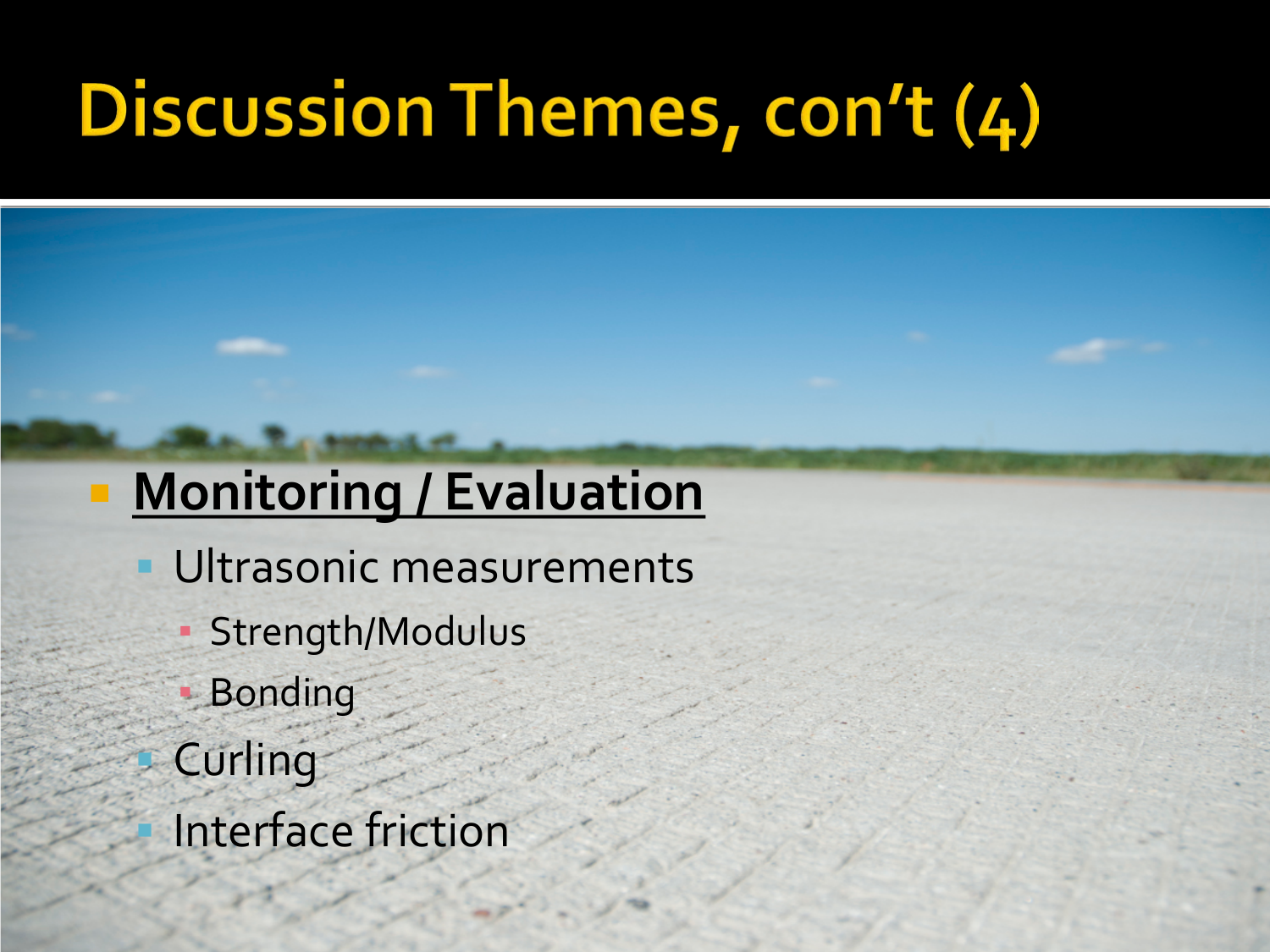# Discussion Themes, con't (4)

- **Monitoring / Evaluation**
  - Ultrasonic measurements
    - Strength/Modulus
    - Bonding
  - Curling
  - Interface friction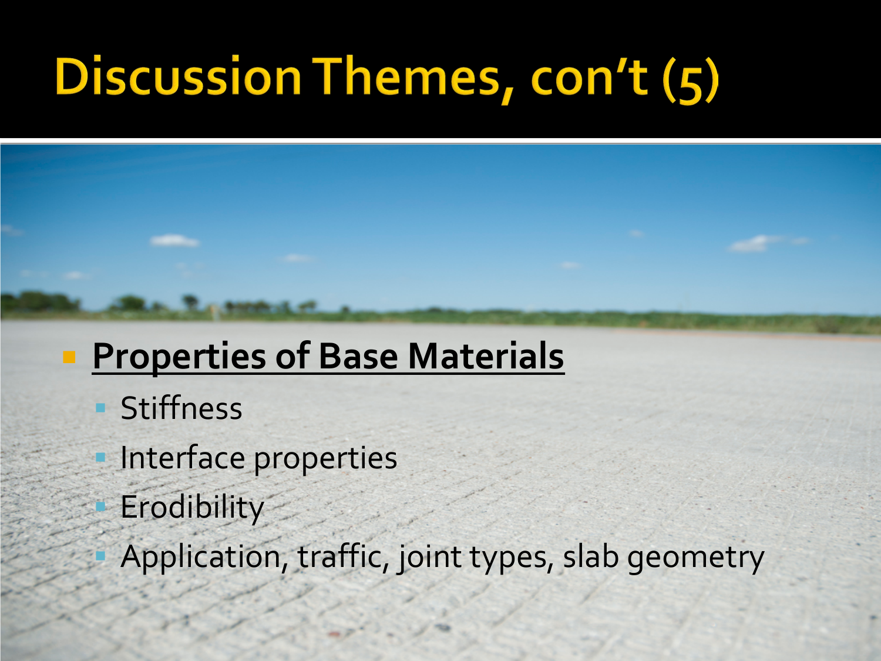# Discussion Themes, con't (5)

- **Properties of Base Materials**
  - Stiffness
  - Interface properties
  - Erodibility
  - Application, traffic, joint types, slab geometry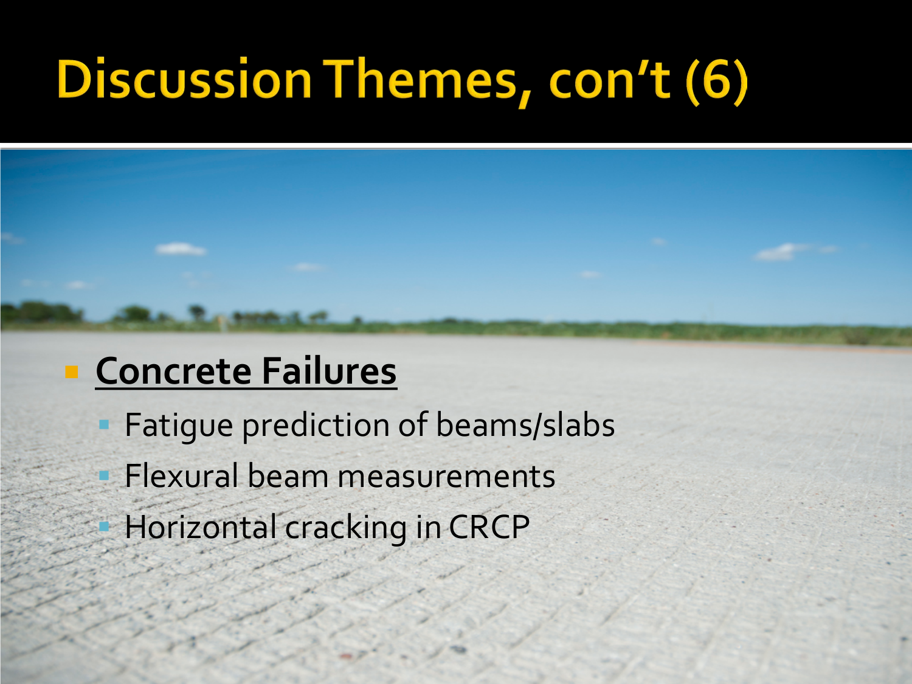# Discussion Themes, con't (6)

- **Concrete Failures**
  - Fatigue prediction of beams/slabs
  - Flexural beam measurements
  - Horizontal cracking in CRCP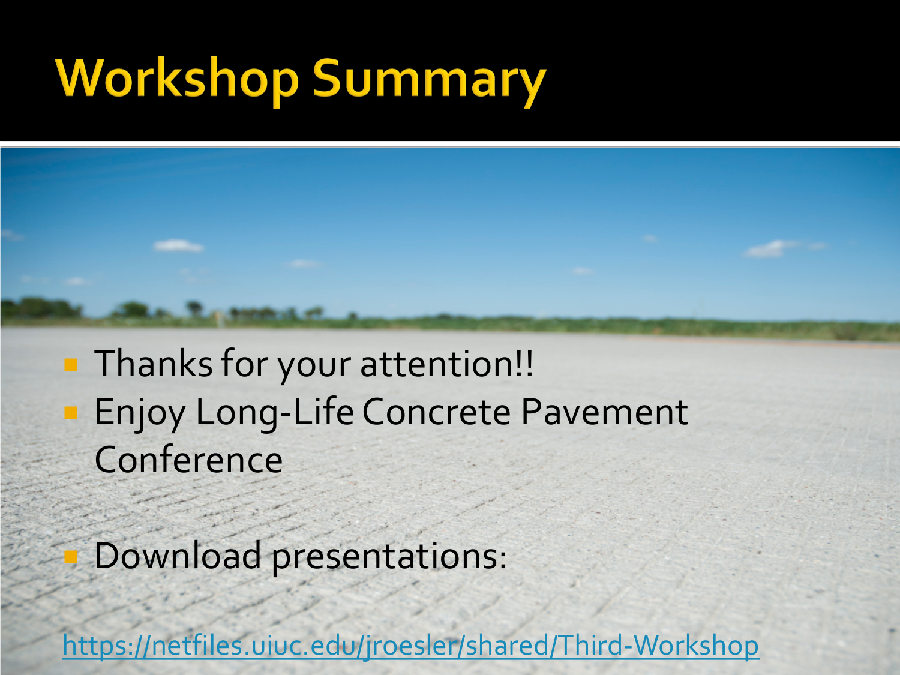# Workshop Summary

- Thanks for your attention!!
- Enjoy Long-Life Concrete Pavement Conference

- Download presentations:

https://netfiles.uiuc.edu/jroesler/shared/Third-Workshop